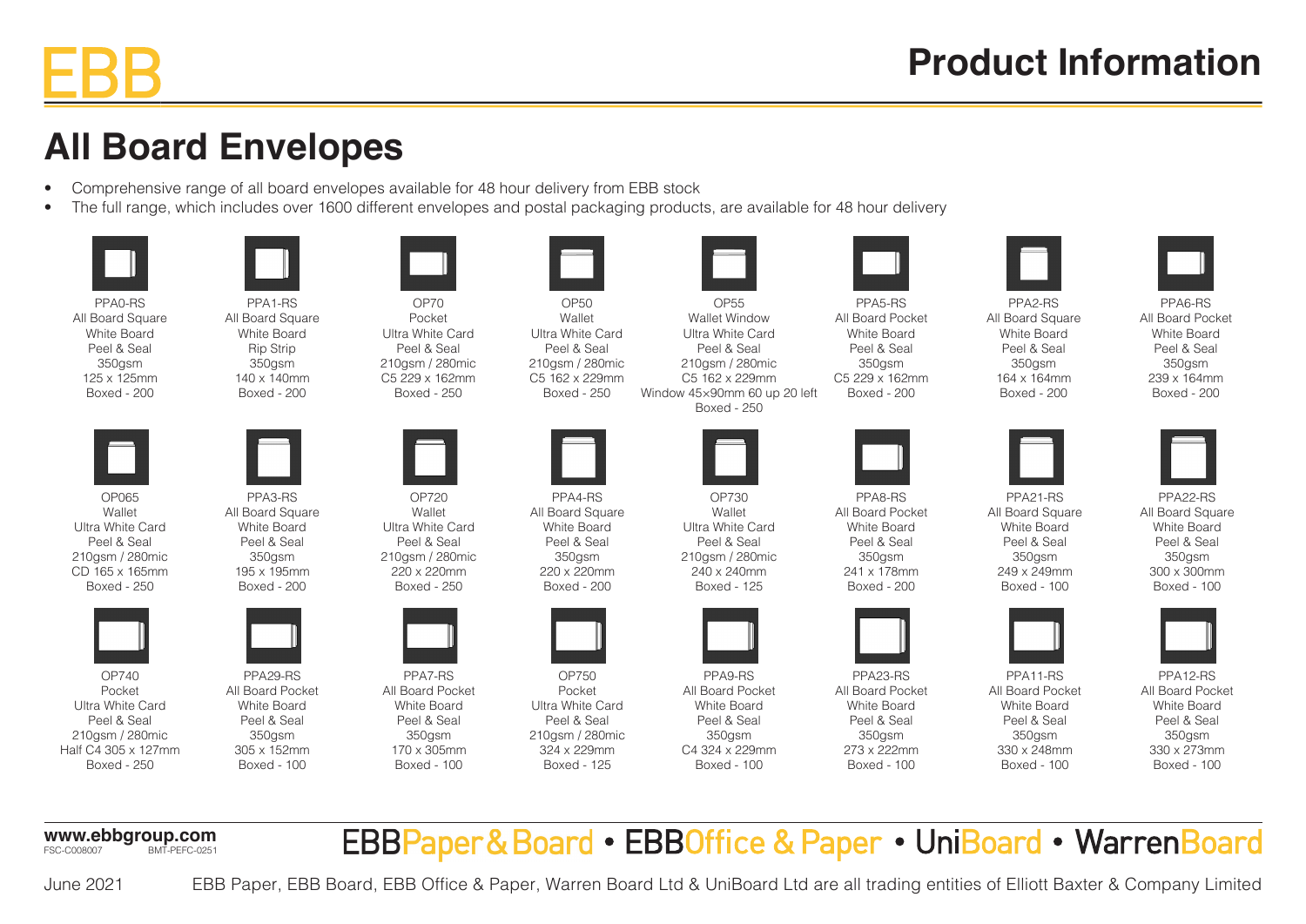EBB

# Product Information

## All Board Envelopes

- Comprehensive range of all board envelopes available for 48 hour delivery from EBB stock
- The full range, which includes over 1600 different envelopes and postal packaging products, are available for 48 hour delivery

| Code | Type | Material | Closure | Weight | Size | Pack |
|---|---|---|---|---|---|---|
| PPA0-RS | All Board Square | White Board | Peel & Seal | 350gsm | 125 x 125mm | Boxed - 200 |
| PPA1-RS | All Board Square | White Board | Rip Strip | 350gsm | 140 x 140mm | Boxed - 200 |
| OP70 | Pocket | Ultra White Card | Peel & Seal | 210gsm / 280mic | C5 229 x 162mm | Boxed - 250 |
| OP50 | Wallet | Ultra White Card | Peel & Seal | 210gsm / 280mic | C5 162 x 229mm | Boxed - 250 |
| OP55 | Wallet Window | Ultra White Card | Peel & Seal | 210gsm / 280mic | C5 162 x 229mm Window 45×90mm 60 up 20 left | Boxed - 250 |
| PPA5-RS | All Board Pocket | White Board | Peel & Seal | 350gsm | C5 229 x 162mm | Boxed - 200 |
| PPA2-RS | All Board Square | White Board | Peel & Seal | 350gsm | 164 x 164mm | Boxed - 200 |
| PPA6-RS | All Board Pocket | White Board | Peel & Seal | 350gsm | 239 x 164mm | Boxed - 200 |
| OP065 | Wallet | Ultra White Card | Peel & Seal | 210gsm / 280mic | CD 165 x 165mm | Boxed - 250 |
| PPA3-RS | All Board Square | White Board | Peel & Seal | 350gsm | 195 x 195mm | Boxed - 200 |
| OP720 | Wallet | Ultra White Card | Peel & Seal | 210gsm / 280mic | 220 x 220mm | Boxed - 250 |
| PPA4-RS | All Board Square | White Board | Peel & Seal | 350gsm | 220 x 220mm | Boxed - 200 |
| OP730 | Wallet | Ultra White Card | Peel & Seal | 210gsm / 280mic | 240 x 240mm | Boxed - 125 |
| PPA8-RS | All Board Pocket | White Board | Peel & Seal | 350gsm | 241 x 178mm | Boxed - 200 |
| PPA21-RS | All Board Square | White Board | Peel & Seal | 350gsm | 249 x 249mm | Boxed - 100 |
| PPA22-RS | All Board Square | White Board | Peel & Seal | 350gsm | 300 x 300mm | Boxed - 100 |
| OP740 | Pocket | Ultra White Card | Peel & Seal | 210gsm / 280mic | Half C4 305 x 127mm | Boxed - 250 |
| PPA29-RS | All Board Pocket | White Board | Peel & Seal | 350gsm | 305 x 152mm | Boxed - 100 |
| PPA7-RS | All Board Pocket | White Board | Peel & Seal | 350gsm | 170 x 305mm | Boxed - 100 |
| OP750 | Pocket | Ultra White Card | Peel & Seal | 210gsm / 280mic | 324 x 229mm | Boxed - 125 |
| PPA9-RS | All Board Pocket | White Board | Peel & Seal | 350gsm | C4 324 x 229mm | Boxed - 100 |
| PPA23-RS | All Board Pocket | White Board | Peel & Seal | 350gsm | 273 x 222mm | Boxed - 100 |
| PPA11-RS | All Board Pocket | White Board | Peel & Seal | 350gsm | 330 x 248mm | Boxed - 100 |
| PPA12-RS | All Board Pocket | White Board | Peel & Seal | 350gsm | 330 x 273mm | Boxed - 100 |

**www.ebbgroup.com**
FSC-C008007 BMT-PEFC-0251

EBBPaper & Board • EBBOffice & Paper • UniBoard • WarrenBoard

June 2021 EBB Paper, EBB Board, EBB Office & Paper, Warren Board Ltd & UniBoard Ltd are all trading entities of Elliott Baxter & Company Limited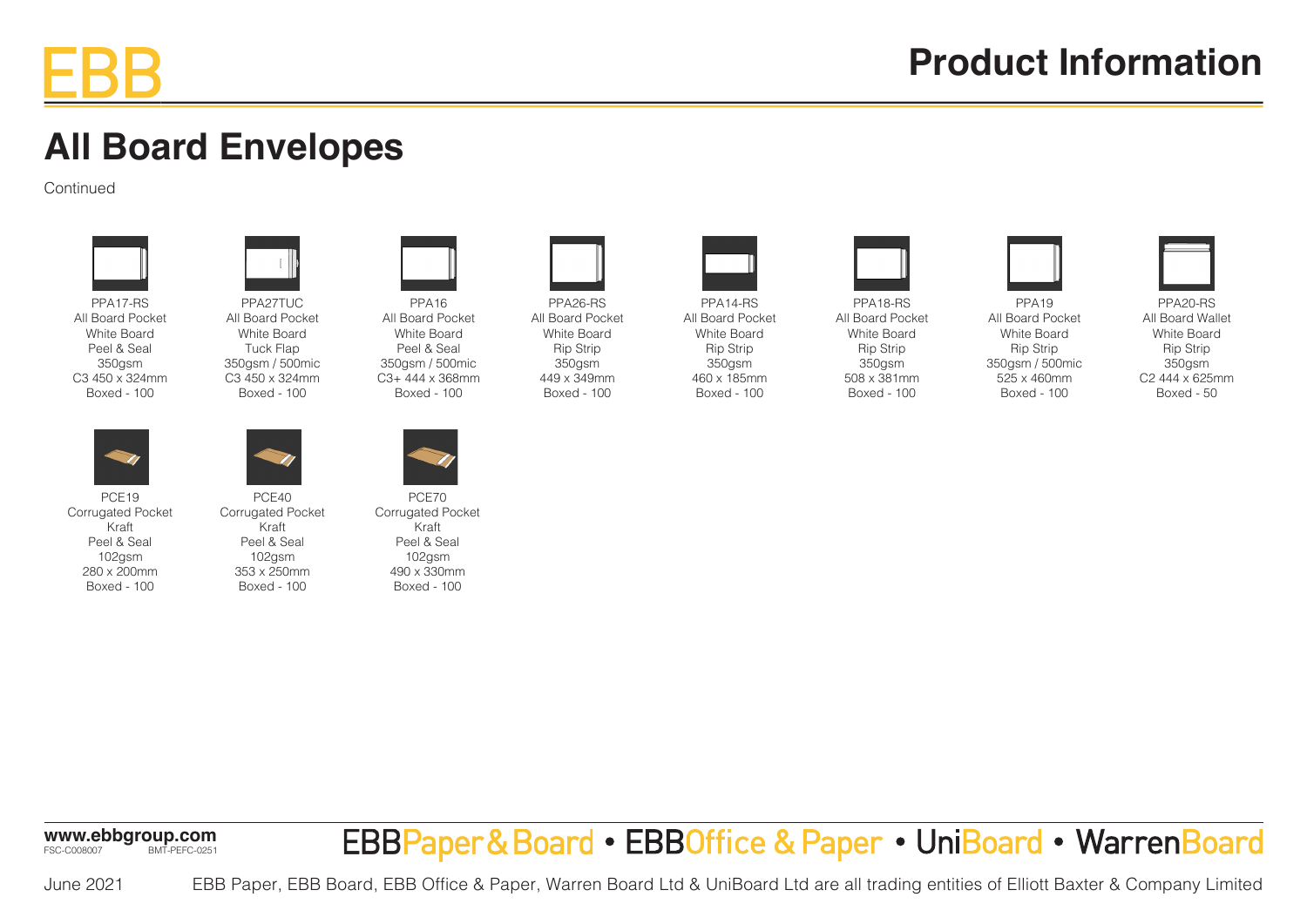# All Board Envelopes

Continued

PPA17-RS
All Board Pocket
White Board
Peel & Seal
350gsm
C3 450 x 324mm
Boxed - 100

PPA27TUC
All Board Pocket
White Board
Tuck Flap
350gsm / 500mic
C3 450 x 324mm
Boxed - 100

PPA16
All Board Pocket
White Board
Peel & Seal
350gsm / 500mic
C3+ 444 x 368mm
Boxed - 100

PPA26-RS
All Board Pocket
White Board
Rip Strip
350gsm
449 x 349mm
Boxed - 100

PPA14-RS
All Board Pocket
White Board
Rip Strip
350gsm
460 x 185mm
Boxed - 100

PPA18-RS
All Board Pocket
White Board
Rip Strip
350gsm
508 x 381mm
Boxed - 100

PPA19
All Board Pocket
White Board
Rip Strip
350gsm / 500mic
525 x 460mm
Boxed - 100

PPA20-RS
All Board Wallet
White Board
Rip Strip
350gsm
C2 444 x 625mm
Boxed - 50

PCE19
Corrugated Pocket
Kraft
Peel & Seal
102gsm
280 x 200mm
Boxed - 100

PCE40
Corrugated Pocket
Kraft
Peel & Seal
102gsm
353 x 250mm
Boxed - 100

PCE70
Corrugated Pocket
Kraft
Peel & Seal
102gsm
490 x 330mm
Boxed - 100

**www.ebbgroup.com**
FSC-C008007 BMT-PEFC-0251

EBBPaper & Board • EBBOffice & Paper • UniBoard • WarrenBoard

June 2021

EBB Paper, EBB Board, EBB Office & Paper, Warren Board Ltd & UniBoard Ltd are all trading entities of Elliott Baxter & Company Limited